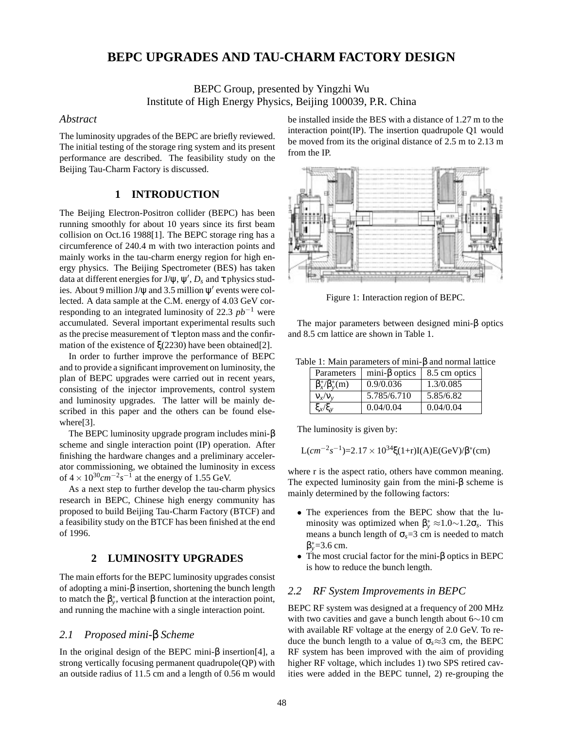# BEPC UPGRADES AND TAU-CHARM FACTORY DESIGN

BEPC Group, presented by Yingzhi Wu
Institute of High Energy Physics, Beijing 100039, P.R. China

### *Abstract*

The luminosity upgrades of the BEPC are briefly reviewed. The initial testing of the storage ring system and its present performance are described. The feasibility study on the Beijing Tau-Charm Factory is discussed.

## 1 INTRODUCTION

The Beijing Electron-Positron collider (BEPC) has been running smoothly for about 10 years since its first beam collision on Oct.16 1988[1]. The BEPC storage ring has a circumference of 240.4 m with two interaction points and mainly works in the tau-charm energy region for high energy physics. The Beijing Spectrometer (BES) has taken data at different energies for $J/\psi$, $\psi'$, $D_s$ and $\tau$ physics studies. About 9 million $J/\psi$ and 3.5 million $\psi'$ events were collected. A data sample at the C.M. energy of 4.03 GeV corresponding to an integrated luminosity of 22.3 $pb^{-1}$ were accumulated. Several important experimental results such as the precise measurement of $\tau$ lepton mass and the confirmation of the existence of $\xi(2230)$ have been obtained[2].

In order to further improve the performance of BEPC and to provide a significant improvement on luminosity, the plan of BEPC upgrades were carried out in recent years, consisting of the injector improvements, control system and luminosity upgrades. The latter will be mainly described in this paper and the others can be found elsewhere[3].

The BEPC luminosity upgrade program includes mini-$\beta$ scheme and single interaction point (IP) operation. After finishing the hardware changes and a preliminary accelerator commissioning, we obtained the luminosity in excess of $4\times10^{30}cm^{-2}s^{-1}$ at the energy of 1.55 GeV.

As a next step to further develop the tau-charm physics research in BEPC, Chinese high energy community has proposed to build Beijing Tau-Charm Factory (BTCF) and a feasibility study on the BTCF has been finished at the end of 1996.

## 2 LUMINOSITY UPGRADES

The main efforts for the BEPC luminosity upgrades consist of adopting a mini-$\beta$ insertion, shortening the bunch length to match the $\beta_y^*$, vertical $\beta$ function at the interaction point, and running the machine with a single interaction point.

### *2.1 Proposed mini-$\beta$ Scheme*

In the original design of the BEPC mini-$\beta$ insertion[4], a strong vertically focusing permanent quadrupole(QP) with an outside radius of 11.5 cm and a length of 0.56 m would be installed inside the BES with a distance of 1.27 m to the interaction point(IP). The insertion quadrupole Q1 would be moved from its the original distance of 2.5 m to 2.13 m from the IP.

Figure 1: Interaction region of BEPC.

The major parameters between designed mini-$\beta$ optics and 8.5 cm lattice are shown in Table 1.

Table 1: Main parameters of mini-$\beta$ and normal lattice

| Parameters | mini-$\beta$ optics | 8.5 cm optics |
|---|---|---|
| $\beta_x^*/\beta_y^*$(m) | 0.9/0.036 | 1.3/0.085 |
| $\nu_x/\nu_y$ | 5.785/6.710 | 5.85/6.82 |
| $\xi_x/\xi_y$ | 0.04/0.04 | 0.04/0.04 |

The luminosity is given by:

$$L(cm^{-2}s^{-1})=2.17\times10^{34}\xi(1+r)I(A)E(GeV)/\beta^*(cm)$$

where r is the aspect ratio, others have common meaning. The expected luminosity gain from the mini-$\beta$ scheme is mainly determined by the following factors:

- The experiences from the BEPC show that the luminosity was optimized when $\beta_y^*\approx1.0\sim1.2\sigma_s$. This means a bunch length of $\sigma_s$=3 cm is needed to match $\beta_y^*$=3.6 cm.
- The most crucial factor for the mini-$\beta$ optics in BEPC is how to reduce the bunch length.

### *2.2 RF System Improvements in BEPC*

BEPC RF system was designed at a frequency of 200 MHz with two cavities and gave a bunch length about 6$\sim$10 cm with available RF voltage at the energy of 2.0 GeV. To reduce the bunch length to a value of $\sigma_s\approx$3 cm, the BEPC RF system has been improved with the aim of providing higher RF voltage, which includes 1) two SPS retired cavities were added in the BEPC tunnel, 2) re-grouping the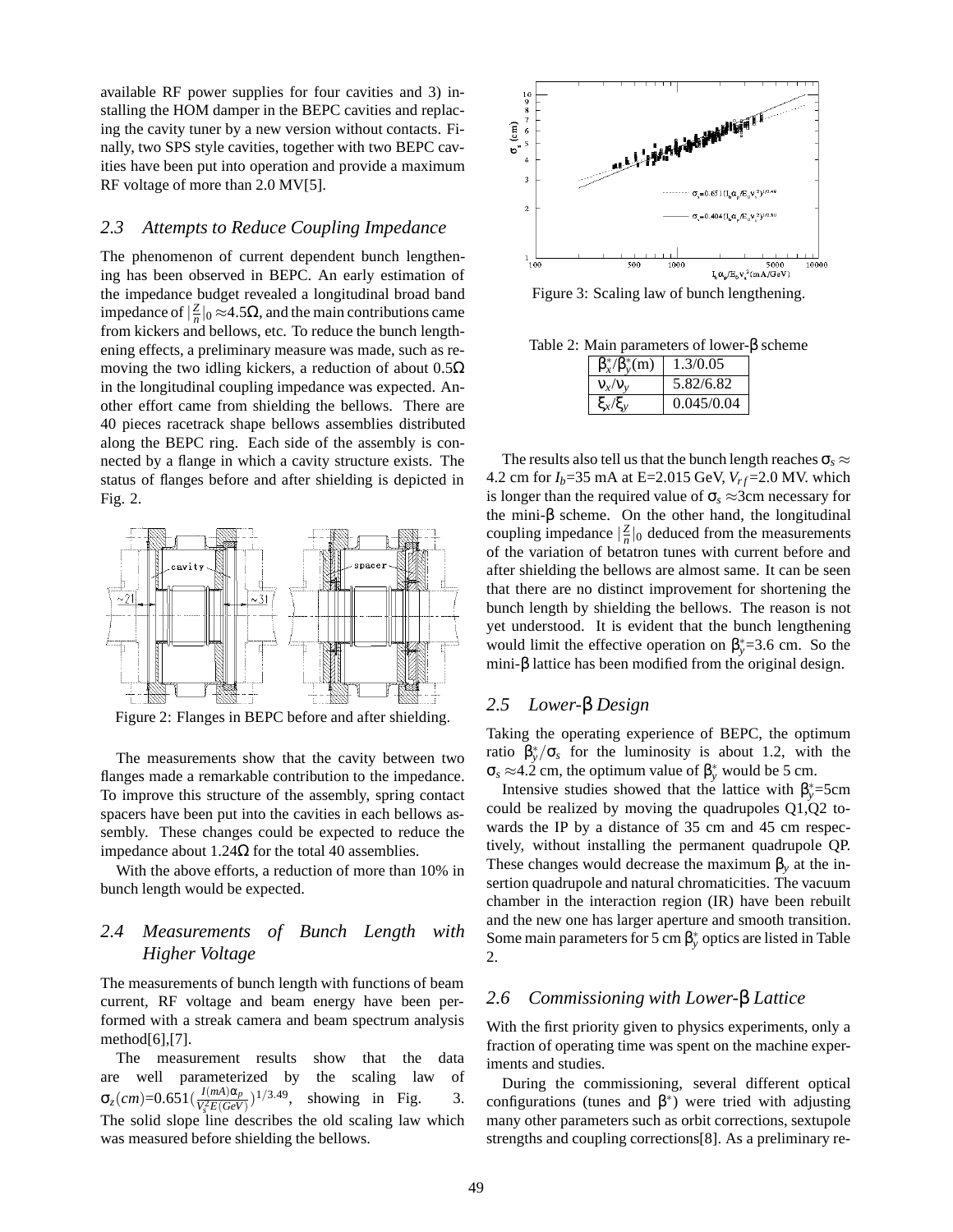available RF power supplies for four cavities and 3) installing the HOM damper in the BEPC cavities and replacing the cavity tuner by a new version without contacts. Finally, two SPS style cavities, together with two BEPC cavities have been put into operation and provide a maximum RF voltage of more than 2.0 MV[5].

### 2.3 Attempts to Reduce Coupling Impedance

The phenomenon of current dependent bunch lengthening has been observed in BEPC. An early estimation of the impedance budget revealed a longitudinal broad band impedance of $|\frac{Z}{n}|_0 \approx 4.5\Omega$, and the main contributions came from kickers and bellows, etc. To reduce the bunch lengthening effects, a preliminary measure was made, such as removing the two idling kickers, a reduction of about 0.5Ω in the longitudinal coupling impedance was expected. Another effort came from shielding the bellows. There are 40 pieces racetrack shape bellows assemblies distributed along the BEPC ring. Each side of the assembly is connected by a flange in which a cavity structure exists. The status of flanges before and after shielding is depicted in Fig. 2.

Figure 2: Flanges in BEPC before and after shielding.

The measurements show that the cavity between two flanges made a remarkable contribution to the impedance. To improve this structure of the assembly, spring contact spacers have been put into the cavities in each bellows assembly. These changes could be expected to reduce the impedance about 1.24Ω for the total 40 assemblies.

With the above efforts, a reduction of more than 10% in bunch length would be expected.

### 2.4 Measurements of Bunch Length with Higher Voltage

The measurements of bunch length with functions of beam current, RF voltage and beam energy have been performed with a streak camera and beam spectrum analysis method[6],[7].

The measurement results show that the data are well parameterized by the scaling law of $\sigma_z(cm)=0.651(\frac{I(mA)\alpha_p}{V_s^2 E(GeV)})^{1/3.49}$, showing in Fig. 3. The solid slope line describes the old scaling law which was measured before shielding the bellows.

Figure 3: Scaling law of bunch lengthening.

Table 2: Main parameters of lower-β scheme

| $\beta_x^*/\beta_y^*$(m) | 1.3/0.05 |
|---|---|
| $\nu_x/\nu_y$ | 5.82/6.82 |
| $\xi_x/\xi_y$ | 0.045/0.04 |

The results also tell us that the bunch length reaches $\sigma_s \approx$ 4.2 cm for $I_b$=35 mA at E=2.015 GeV, $V_{rf}$=2.0 MV. which is longer than the required value of $\sigma_s \approx$3cm necessary for the mini-β scheme. On the other hand, the longitudinal coupling impedance $|\frac{Z}{n}|_0$ deduced from the measurements of the variation of betatron tunes with current before and after shielding the bellows are almost same. It can be seen that there are no distinct improvement for shortening the bunch length by shielding the bellows. The reason is not yet understood. It is evident that the bunch lengthening would limit the effective operation on $\beta_y^*$=3.6 cm. So the mini-β lattice has been modified from the original design.

### 2.5 Lower-β Design

Taking the operating experience of BEPC, the optimum ratio $\beta_y^*/\sigma_s$ for the luminosity is about 1.2, with the $\sigma_s \approx$4.2 cm, the optimum value of $\beta_y^*$ would be 5 cm.

Intensive studies showed that the lattice with $\beta_y^*$=5cm could be realized by moving the quadrupoles Q1,Q2 towards the IP by a distance of 35 cm and 45 cm respectively, without installing the permanent quadrupole QP. These changes would decrease the maximum $\beta_y$ at the insertion quadrupole and natural chromaticities. The vacuum chamber in the interaction region (IR) have been rebuilt and the new one has larger aperture and smooth transition. Some main parameters for 5 cm $\beta_y^*$ optics are listed in Table 2.

### 2.6 Commissioning with Lower-β Lattice

With the first priority given to physics experiments, only a fraction of operating time was spent on the machine experiments and studies.

During the commissioning, several different optical configurations (tunes and $\beta^*$) were tried with adjusting many other parameters such as orbit corrections, sextupole strengths and coupling corrections[8]. As a preliminary re-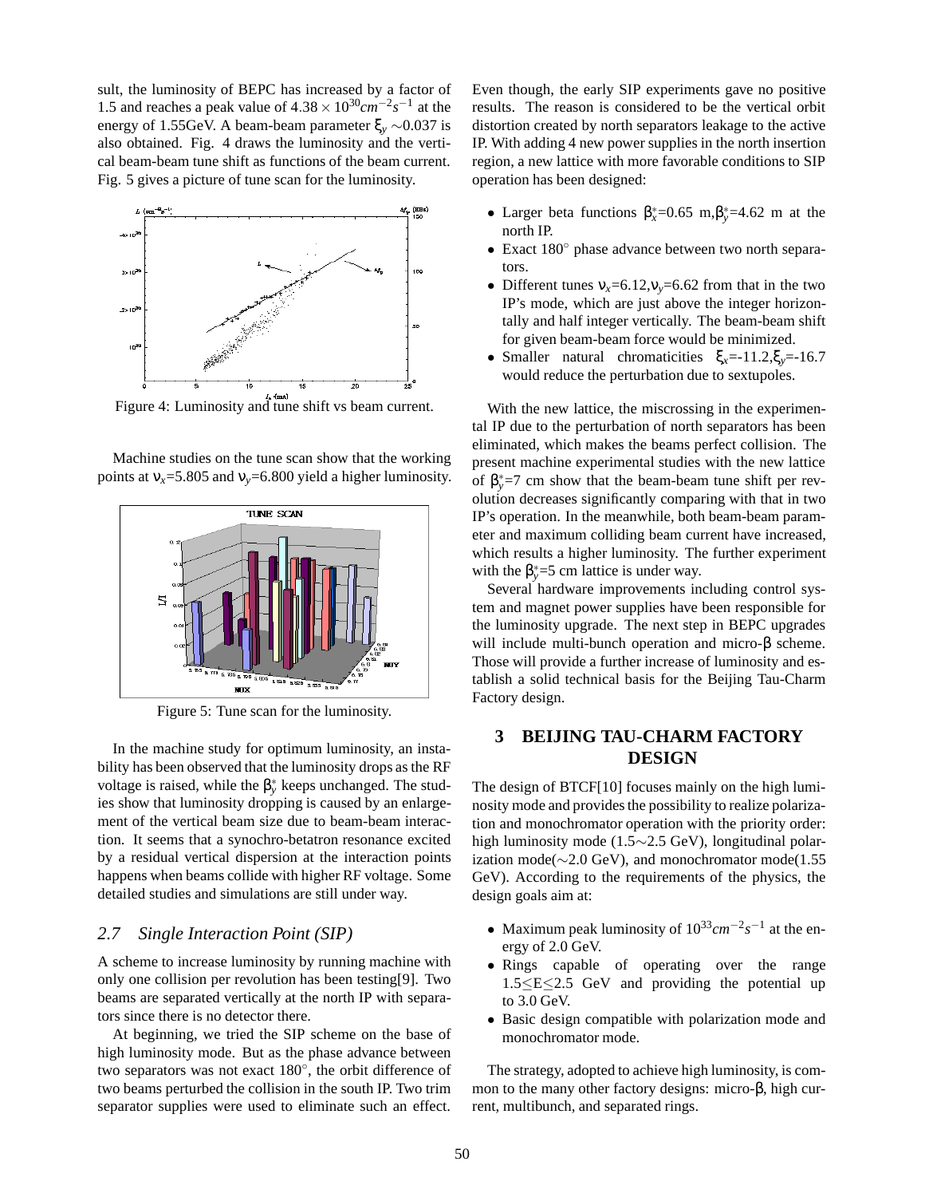sult, the luminosity of BEPC has increased by a factor of 1.5 and reaches a peak value of $4.38 \times 10^{30} cm^{-2}s^{-1}$ at the energy of 1.55GeV. A beam-beam parameter $\xi_y \sim 0.037$ is also obtained. Fig. 4 draws the luminosity and the vertical beam-beam tune shift as functions of the beam current. Fig. 5 gives a picture of tune scan for the luminosity.

Figure 4: Luminosity and tune shift vs beam current.

Machine studies on the tune scan show that the working points at $\nu_x$=5.805 and $\nu_y$=6.800 yield a higher luminosity.

Figure 5: Tune scan for the luminosity.

In the machine study for optimum luminosity, an instability has been observed that the luminosity drops as the RF voltage is raised, while the $\beta_y^*$ keeps unchanged. The studies show that luminosity dropping is caused by an enlargement of the vertical beam size due to beam-beam interaction. It seems that a synochro-betatron resonance excited by a residual vertical dispersion at the interaction points happens when beams collide with higher RF voltage. Some detailed studies and simulations are still under way.

### 2.7 *Single Interaction Point (SIP)*

A scheme to increase luminosity by running machine with only one collision per revolution has been testing[9]. Two beams are separated vertically at the north IP with separators since there is no detector there.

At beginning, we tried the SIP scheme on the base of high luminosity mode. But as the phase advance between two separators was not exact 180°, the orbit difference of two beams perturbed the collision in the south IP. Two trim separator supplies were used to eliminate such an effect. Even though, the early SIP experiments gave no positive results. The reason is considered to be the vertical orbit distortion created by north separators leakage to the active IP. With adding 4 new power supplies in the north insertion region, a new lattice with more favorable conditions to SIP operation has been designed:

- Larger beta functions $\beta_x^*$=0.65 m,$\beta_y^*$=4.62 m at the north IP.
- Exact 180° phase advance between two north separators.
- Different tunes $\nu_x$=6.12,$\nu_y$=6.62 from that in the two IP's mode, which are just above the integer horizontally and half integer vertically. The beam-beam shift for given beam-beam force would be minimized.
- Smaller natural chromaticities $\xi_x$=-11.2,$\xi_y$=-16.7 would reduce the perturbation due to sextupoles.

With the new lattice, the miscrossing in the experimental IP due to the perturbation of north separators has been eliminated, which makes the beams perfect collision. The present machine experimental studies with the new lattice of $\beta_y^*$=7 cm show that the beam-beam tune shift per revolution decreases significantly comparing with that in two IP's operation. In the meanwhile, both beam-beam parameter and maximum colliding beam current have increased, which results a higher luminosity. The further experiment with the $\beta_y^*$=5 cm lattice is under way.

Several hardware improvements including control system and magnet power supplies have been responsible for the luminosity upgrade. The next step in BEPC upgrades will include multi-bunch operation and micro-$\beta$ scheme. Those will provide a further increase of luminosity and establish a solid technical basis for the Beijing Tau-Charm Factory design.

## 3 BEIJING TAU-CHARM FACTORY DESIGN

The design of BTCF[10] focuses mainly on the high luminosity mode and provides the possibility to realize polarization and monochromator operation with the priority order: high luminosity mode (1.5∼2.5 GeV), longitudinal polarization mode(∼2.0 GeV), and monochromator mode(1.55 GeV). According to the requirements of the physics, the design goals aim at:

- Maximum peak luminosity of $10^{33} cm^{-2}s^{-1}$ at the energy of 2.0 GeV.
- Rings capable of operating over the range 1.5≤E≤2.5 GeV and providing the potential up to 3.0 GeV.
- Basic design compatible with polarization mode and monochromator mode.

The strategy, adopted to achieve high luminosity, is common to the many other factory designs: micro-$\beta$, high current, multibunch, and separated rings.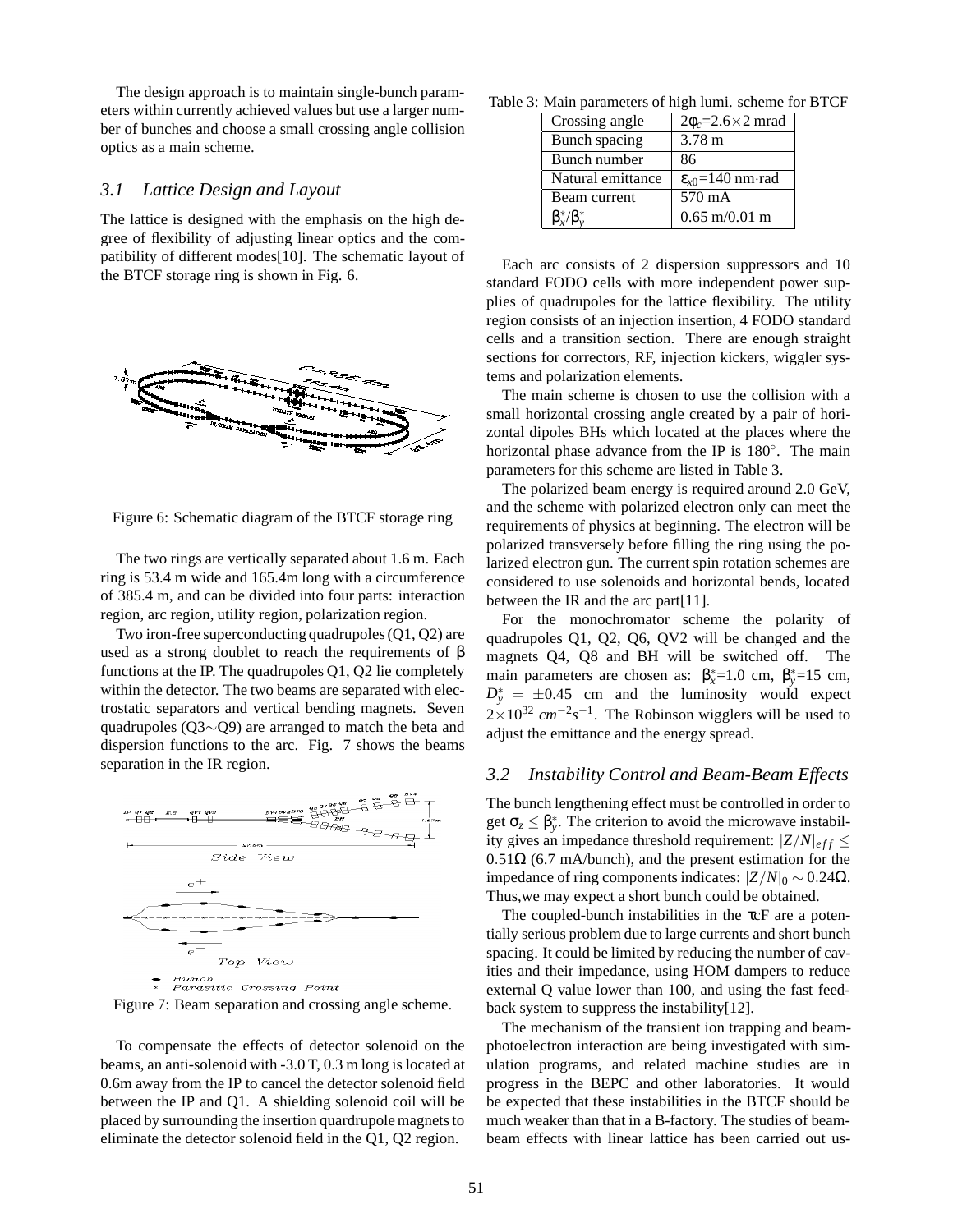The design approach is to maintain single-bunch parameters within currently achieved values but use a larger number of bunches and choose a small crossing angle collision optics as a main scheme.

### 3.1 Lattice Design and Layout

The lattice is designed with the emphasis on the high degree of flexibility of adjusting linear optics and the compatibility of different modes[10]. The schematic layout of the BTCF storage ring is shown in Fig. 6.

Figure 6: Schematic diagram of the BTCF storage ring

The two rings are vertically separated about 1.6 m. Each ring is 53.4 m wide and 165.4m long with a circumference of 385.4 m, and can be divided into four parts: interaction region, arc region, utility region, polarization region.

Two iron-free superconducting quadrupoles (Q1, Q2) are used as a strong doublet to reach the requirements of β functions at the IP. The quadrupoles Q1, Q2 lie completely within the detector. The two beams are separated with electrostatic separators and vertical bending magnets. Seven quadrupoles (Q3∼Q9) are arranged to match the beta and dispersion functions to the arc. Fig. 7 shows the beams separation in the IR region.

Figure 7: Beam separation and crossing angle scheme.

To compensate the effects of detector solenoid on the beams, an anti-solenoid with -3.0 T, 0.3 m long is located at 0.6m away from the IP to cancel the detector solenoid field between the IP and Q1. A shielding solenoid coil will be placed by surrounding the insertion quardrupole magnets to eliminate the detector solenoid field in the Q1, Q2 region.

Table 3: Main parameters of high lumi. scheme for BTCF

| Crossing angle | $2\phi_c$=2.6×2 mrad |
|---|---|
| Bunch spacing | 3.78 m |
| Bunch number | 86 |
| Natural emittance | $\varepsilon_{x0}$=140 nm·rad |
| Beam current | 570 mA |
| $\beta_x^*/\beta_y^*$ | 0.65 m/0.01 m |

Each arc consists of 2 dispersion suppressors and 10 standard FODO cells with more independent power supplies of quadrupoles for the lattice flexibility. The utility region consists of an injection insertion, 4 FODO standard cells and a transition section. There are enough straight sections for correctors, RF, injection kickers, wiggler systems and polarization elements.

The main scheme is chosen to use the collision with a small horizontal crossing angle created by a pair of horizontal dipoles BHs which located at the places where the horizontal phase advance from the IP is 180°. The main parameters for this scheme are listed in Table 3.

The polarized beam energy is required around 2.0 GeV, and the scheme with polarized electron only can meet the requirements of physics at beginning. The electron will be polarized transversely before filling the ring using the polarized electron gun. The current spin rotation schemes are considered to use solenoids and horizontal bends, located between the IR and the arc part[11].

For the monochromator scheme the polarity of quadrupoles Q1, Q2, Q6, QV2 will be changed and the magnets Q4, Q8 and BH will be switched off. The main parameters are chosen as: $\beta_x^*$=1.0 cm, $\beta_y^*$=15 cm, $D_y^* = \pm 0.45$ cm and the luminosity would expect $2\times10^{32}$ $cm^{-2}s^{-1}$. The Robinson wigglers will be used to adjust the emittance and the energy spread.

### 3.2 Instability Control and Beam-Beam Effects

The bunch lengthening effect must be controlled in order to get $\sigma_z \leq \beta_y^*$. The criterion to avoid the microwave instability gives an impedance threshold requirement: $|Z/N|_{eff} \leq 0.51\Omega$ (6.7 mA/bunch), and the present estimation for the impedance of ring components indicates: $|Z/N|_0 \sim 0.24\Omega$. Thus,we may expect a short bunch could be obtained.

The coupled-bunch instabilities in the τcF are a potentially serious problem due to large currents and short bunch spacing. It could be limited by reducing the number of cavities and their impedance, using HOM dampers to reduce external Q value lower than 100, and using the fast feedback system to suppress the instability[12].

The mechanism of the transient ion trapping and beam-photoelectron interaction are being investigated with simulation programs, and related machine studies are in progress in the BEPC and other laboratories. It would be expected that these instabilities in the BTCF should be much weaker than that in a B-factory. The studies of beam-beam effects with linear lattice has been carried out us-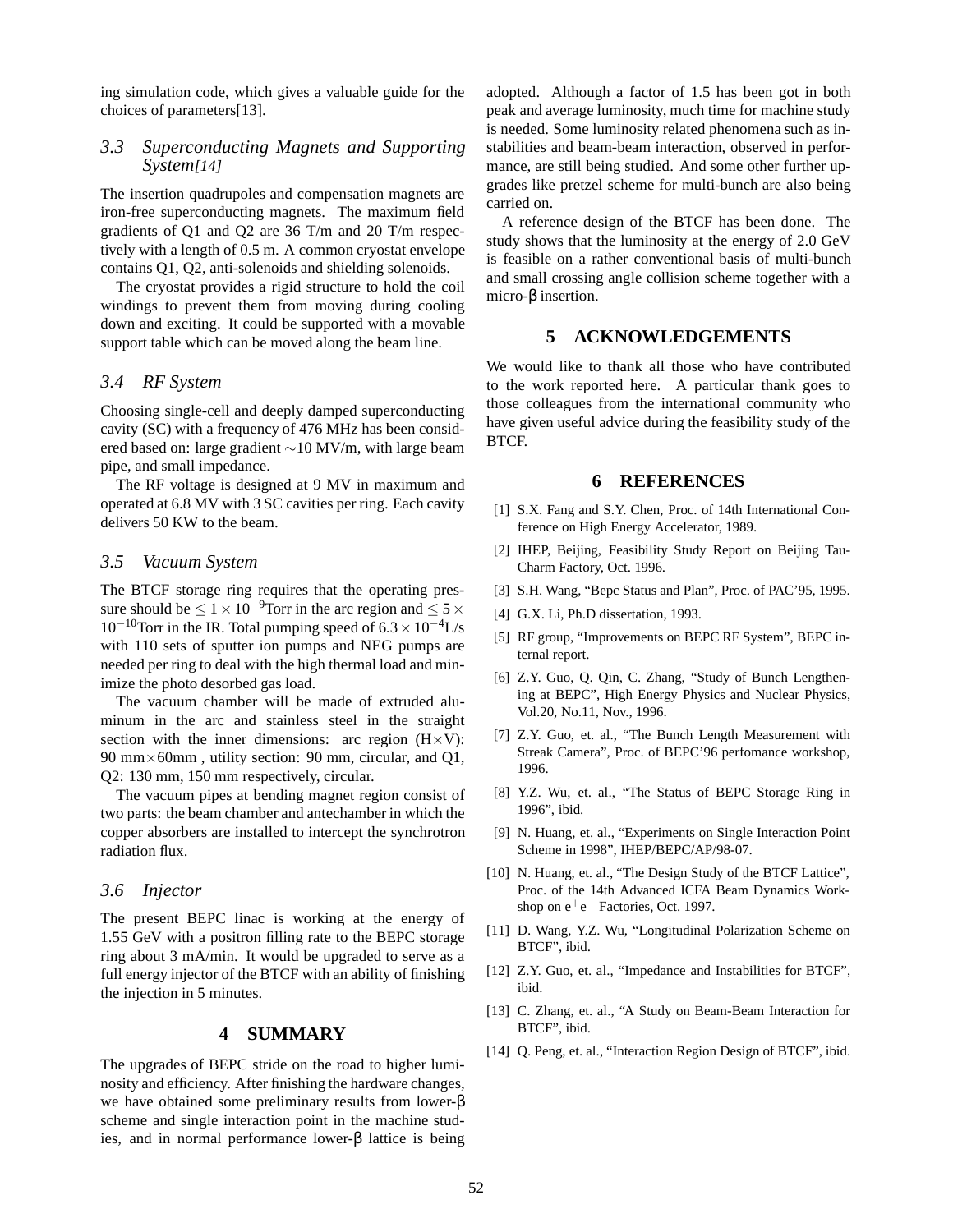ing simulation code, which gives a valuable guide for the choices of parameters[13].

### 3.3 Superconducting Magnets and Supporting System[14]

The insertion quadrupoles and compensation magnets are iron-free superconducting magnets. The maximum field gradients of Q1 and Q2 are 36 T/m and 20 T/m respectively with a length of 0.5 m. A common cryostat envelope contains Q1, Q2, anti-solenoids and shielding solenoids.

The cryostat provides a rigid structure to hold the coil windings to prevent them from moving during cooling down and exciting. It could be supported with a movable support table which can be moved along the beam line.

### 3.4 RF System

Choosing single-cell and deeply damped superconducting cavity (SC) with a frequency of 476 MHz has been considered based on: large gradient $\sim$10 MV/m, with large beam pipe, and small impedance.

The RF voltage is designed at 9 MV in maximum and operated at 6.8 MV with 3 SC cavities per ring. Each cavity delivers 50 KW to the beam.

### 3.5 Vacuum System

The BTCF storage ring requires that the operating pressure should be $\leq 1 \times 10^{-9}$Torr in the arc region and $\leq 5 \times 10^{-10}$Torr in the IR. Total pumping speed of $6.3 \times 10^{-4}$L/s with 110 sets of sputter ion pumps and NEG pumps are needed per ring to deal with the high thermal load and minimize the photo desorbed gas load.

The vacuum chamber will be made of extruded aluminum in the arc and stainless steel in the straight section with the inner dimensions: arc region (H$\times$V): 90 mm$\times$60mm , utility section: 90 mm, circular, and Q1, Q2: 130 mm, 150 mm respectively, circular.

The vacuum pipes at bending magnet region consist of two parts: the beam chamber and antechamber in which the copper absorbers are installed to intercept the synchrotron radiation flux.

### 3.6 Injector

The present BEPC linac is working at the energy of 1.55 GeV with a positron filling rate to the BEPC storage ring about 3 mA/min. It would be upgraded to serve as a full energy injector of the BTCF with an ability of finishing the injection in 5 minutes.

## 4 SUMMARY

The upgrades of BEPC stride on the road to higher luminosity and efficiency. After finishing the hardware changes, we have obtained some preliminary results from lower-$\beta$ scheme and single interaction point in the machine studies, and in normal performance lower-$\beta$ lattice is being adopted. Although a factor of 1.5 has been got in both peak and average luminosity, much time for machine study is needed. Some luminosity related phenomena such as instabilities and beam-beam interaction, observed in performance, are still being studied. And some other further upgrades like pretzel scheme for multi-bunch are also being carried on.

A reference design of the BTCF has been done. The study shows that the luminosity at the energy of 2.0 GeV is feasible on a rather conventional basis of multi-bunch and small crossing angle collision scheme together with a micro-$\beta$ insertion.

## 5 ACKNOWLEDGEMENTS

We would like to thank all those who have contributed to the work reported here. A particular thank goes to those colleagues from the international community who have given useful advice during the feasibility study of the BTCF.

## 6 REFERENCES

[1] S.X. Fang and S.Y. Chen, Proc. of 14th International Conference on High Energy Accelerator, 1989.

[2] IHEP, Beijing, Feasibility Study Report on Beijing Tau-Charm Factory, Oct. 1996.

[3] S.H. Wang, "Bepc Status and Plan", Proc. of PAC'95, 1995.

[4] G.X. Li, Ph.D dissertation, 1993.

[5] RF group, "Improvements on BEPC RF System", BEPC internal report.

[6] Z.Y. Guo, Q. Qin, C. Zhang, "Study of Bunch Lengthening at BEPC", High Energy Physics and Nuclear Physics, Vol.20, No.11, Nov., 1996.

[7] Z.Y. Guo, et. al., "The Bunch Length Measurement with Streak Camera", Proc. of BEPC'96 perfomance workshop, 1996.

[8] Y.Z. Wu, et. al., "The Status of BEPC Storage Ring in 1996", ibid.

[9] N. Huang, et. al., "Experiments on Single Interaction Point Scheme in 1998", IHEP/BEPC/AP/98-07.

[10] N. Huang, et. al., "The Design Study of the BTCF Lattice", Proc. of the 14th Advanced ICFA Beam Dynamics Workshop on $e^+e^-$ Factories, Oct. 1997.

[11] D. Wang, Y.Z. Wu, "Longitudinal Polarization Scheme on BTCF", ibid.

[12] Z.Y. Guo, et. al., "Impedance and Instabilities for BTCF", ibid.

[13] C. Zhang, et. al., "A Study on Beam-Beam Interaction for BTCF", ibid.

[14] Q. Peng, et. al., "Interaction Region Design of BTCF", ibid.